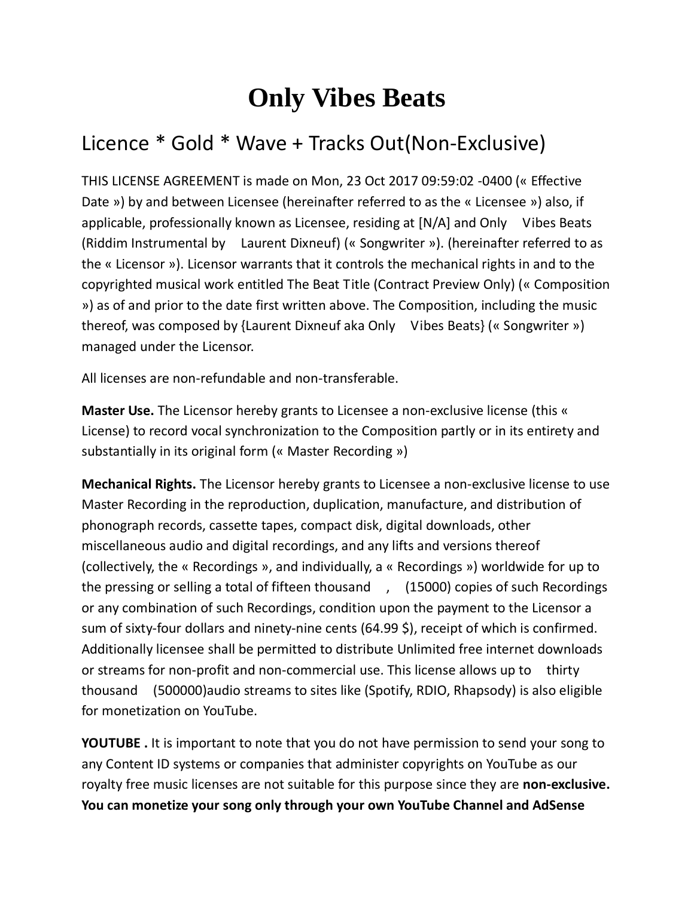# Only Vibes Beats

## Licence * Gold * Wave + Tracks Out(Non-Exclusive)

THIS LICENSE AGREEMENT is made on Mon, 23 Oct 2017 09:59:02 -0400 (« Effective Date ») by and between Licensee (hereinafter referred to as the « Licensee ») also, if applicable, professionally known as Licensee, residing at [N/A] and Only Vibes Beats (Riddim Instrumental by Laurent Dixneuf) (« Songwriter »). (hereinafter referred to as the « Licensor »). Licensor warrants that it controls the mechanical rights in and to the copyrighted musical work entitled The Beat Title (Contract Preview Only) (« Composition ») as of and prior to the date first written above. The Composition, including the music thereof, was composed by {Laurent Dixneuf aka Only Vibes Beats} (« Songwriter ») managed under the Licensor.

All licenses are non-refundable and non-transferable.

**Master Use.** The Licensor hereby grants to Licensee a non-exclusive license (this « License) to record vocal synchronization to the Composition partly or in its entirety and substantially in its original form (« Master Recording »)

**Mechanical Rights.** The Licensor hereby grants to Licensee a non-exclusive license to use Master Recording in the reproduction, duplication, manufacture, and distribution of phonograph records, cassette tapes, compact disk, digital downloads, other miscellaneous audio and digital recordings, and any lifts and versions thereof (collectively, the « Recordings », and individually, a « Recordings ») worldwide for up to the pressing or selling a total of fifteen thousand , (15000) copies of such Recordings or any combination of such Recordings, condition upon the payment to the Licensor a sum of sixty-four dollars and ninety-nine cents (64.99 $), receipt of which is confirmed. Additionally licensee shall be permitted to distribute Unlimited free internet downloads or streams for non-profit and non-commercial use. This license allows up to thirty thousand (500000)audio streams to sites like (Spotify, RDIO, Rhapsody) is also eligible for monetization on YouTube.

**YOUTUBE .** It is important to note that you do not have permission to send your song to any Content ID systems or companies that administer copyrights on YouTube as our royalty free music licenses are not suitable for this purpose since they are **non-exclusive. You can monetize your song only through your own YouTube Channel and AdSense**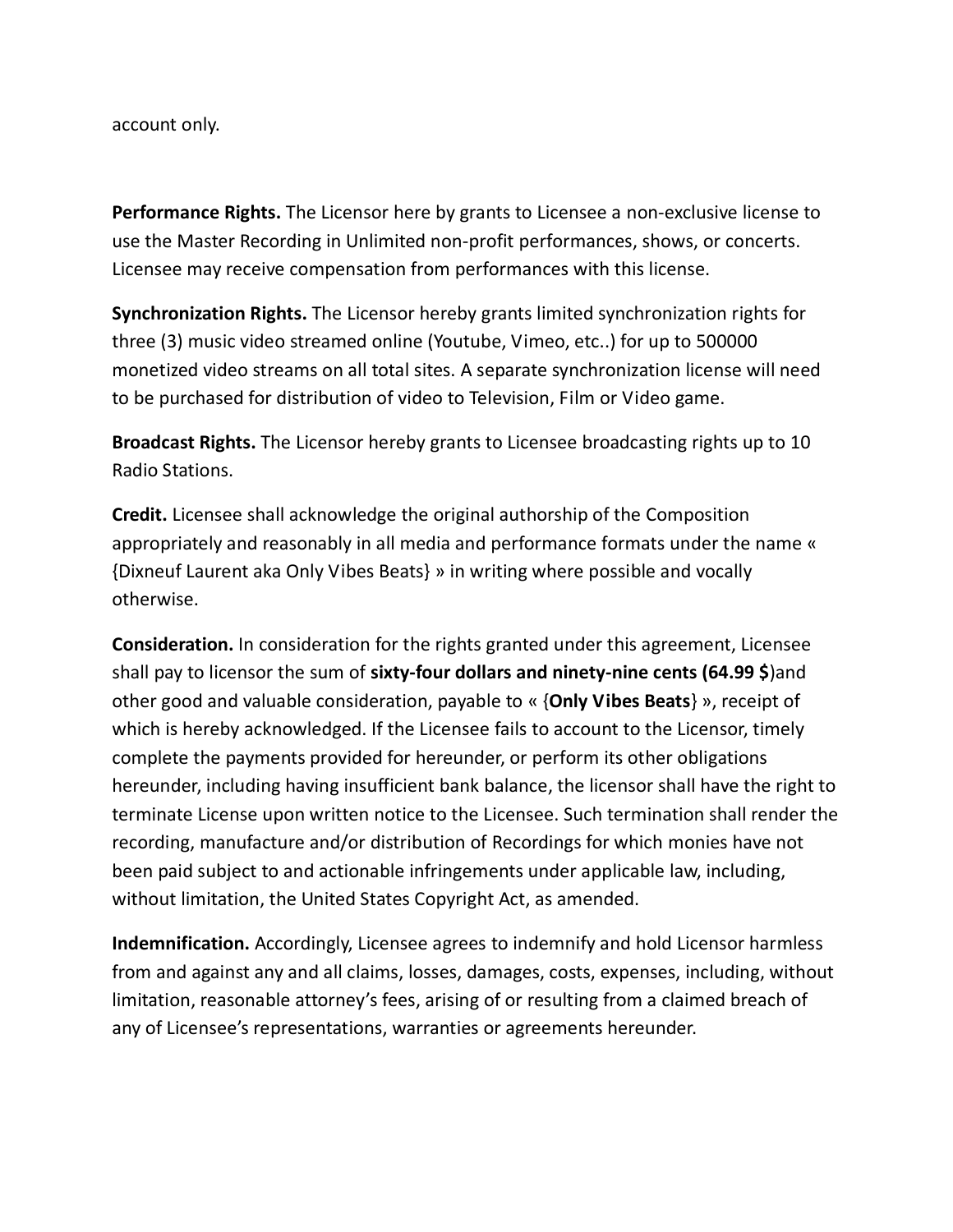account only.

**Performance Rights.** The Licensor here by grants to Licensee a non-exclusive license to use the Master Recording in Unlimited non-profit performances, shows, or concerts. Licensee may receive compensation from performances with this license.

**Synchronization Rights.** The Licensor hereby grants limited synchronization rights for three (3) music video streamed online (Youtube, Vimeo, etc..) for up to 500000 monetized video streams on all total sites. A separate synchronization license will need to be purchased for distribution of video to Television, Film or Video game.

**Broadcast Rights.** The Licensor hereby grants to Licensee broadcasting rights up to 10 Radio Stations.

**Credit.** Licensee shall acknowledge the original authorship of the Composition appropriately and reasonably in all media and performance formats under the name « {Dixneuf Laurent aka Only Vibes Beats} » in writing where possible and vocally otherwise.

**Consideration.** In consideration for the rights granted under this agreement, Licensee shall pay to licensor the sum of **sixty-four dollars and ninety-nine cents (64.99 $**)and other good and valuable consideration, payable to « {**Only Vibes Beats**} », receipt of which is hereby acknowledged. If the Licensee fails to account to the Licensor, timely complete the payments provided for hereunder, or perform its other obligations hereunder, including having insufficient bank balance, the licensor shall have the right to terminate License upon written notice to the Licensee. Such termination shall render the recording, manufacture and/or distribution of Recordings for which monies have not been paid subject to and actionable infringements under applicable law, including, without limitation, the United States Copyright Act, as amended.

**Indemnification.** Accordingly, Licensee agrees to indemnify and hold Licensor harmless from and against any and all claims, losses, damages, costs, expenses, including, without limitation, reasonable attorney's fees, arising of or resulting from a claimed breach of any of Licensee's representations, warranties or agreements hereunder.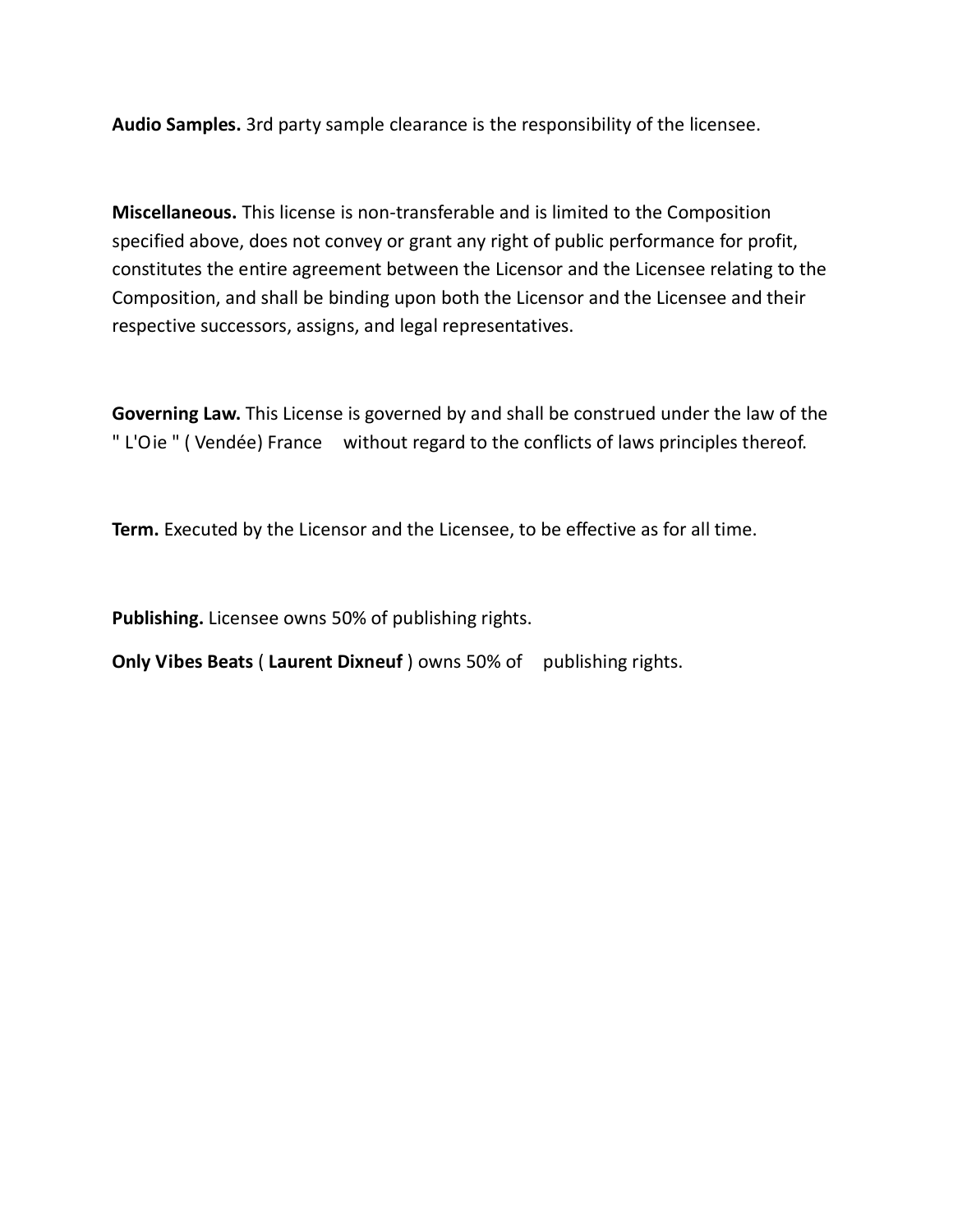**Audio Samples.** 3rd party sample clearance is the responsibility of the licensee.

**Miscellaneous.** This license is non-transferable and is limited to the Composition specified above, does not convey or grant any right of public performance for profit, constitutes the entire agreement between the Licensor and the Licensee relating to the Composition, and shall be binding upon both the Licensor and the Licensee and their respective successors, assigns, and legal representatives.

**Governing Law.** This License is governed by and shall be construed under the law of the " L'Oie " ( Vendée) France without regard to the conflicts of laws principles thereof.

**Term.** Executed by the Licensor and the Licensee, to be effective as for all time.

**Publishing.** Licensee owns 50% of publishing rights.

**Only Vibes Beats** ( **Laurent Dixneuf** ) owns 50% of publishing rights.